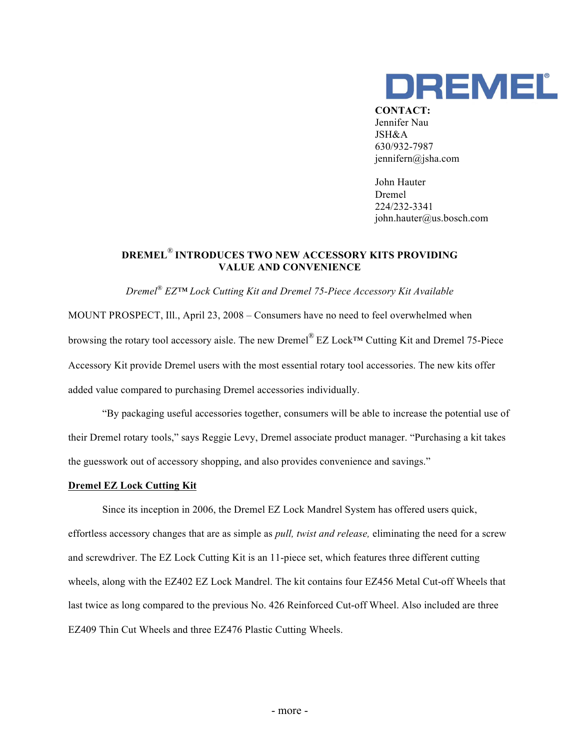DREMEL®

**CONTACT:**
Jennifer Nau
JSH&A
630/932-7987
jennifern@jsha.com

John Hauter
Dremel
224/232-3341
john.hauter@us.bosch.com

# DREMEL® INTRODUCES TWO NEW ACCESSORY KITS PROVIDING VALUE AND CONVENIENCE

*Dremel® EZ™ Lock Cutting Kit and Dremel 75-Piece Accessory Kit Available*

MOUNT PROSPECT, Ill., April 23, 2008 – Consumers have no need to feel overwhelmed when browsing the rotary tool accessory aisle. The new Dremel® EZ Lock™ Cutting Kit and Dremel 75-Piece Accessory Kit provide Dremel users with the most essential rotary tool accessories. The new kits offer added value compared to purchasing Dremel accessories individually.

"By packaging useful accessories together, consumers will be able to increase the potential use of their Dremel rotary tools," says Reggie Levy, Dremel associate product manager. "Purchasing a kit takes the guesswork out of accessory shopping, and also provides convenience and savings."

## Dremel EZ Lock Cutting Kit

Since its inception in 2006, the Dremel EZ Lock Mandrel System has offered users quick, effortless accessory changes that are as simple as *pull, twist and release,* eliminating the need for a screw and screwdriver. The EZ Lock Cutting Kit is an 11-piece set, which features three different cutting wheels, along with the EZ402 EZ Lock Mandrel. The kit contains four EZ456 Metal Cut-off Wheels that last twice as long compared to the previous No. 426 Reinforced Cut-off Wheel. Also included are three EZ409 Thin Cut Wheels and three EZ476 Plastic Cutting Wheels.

- more -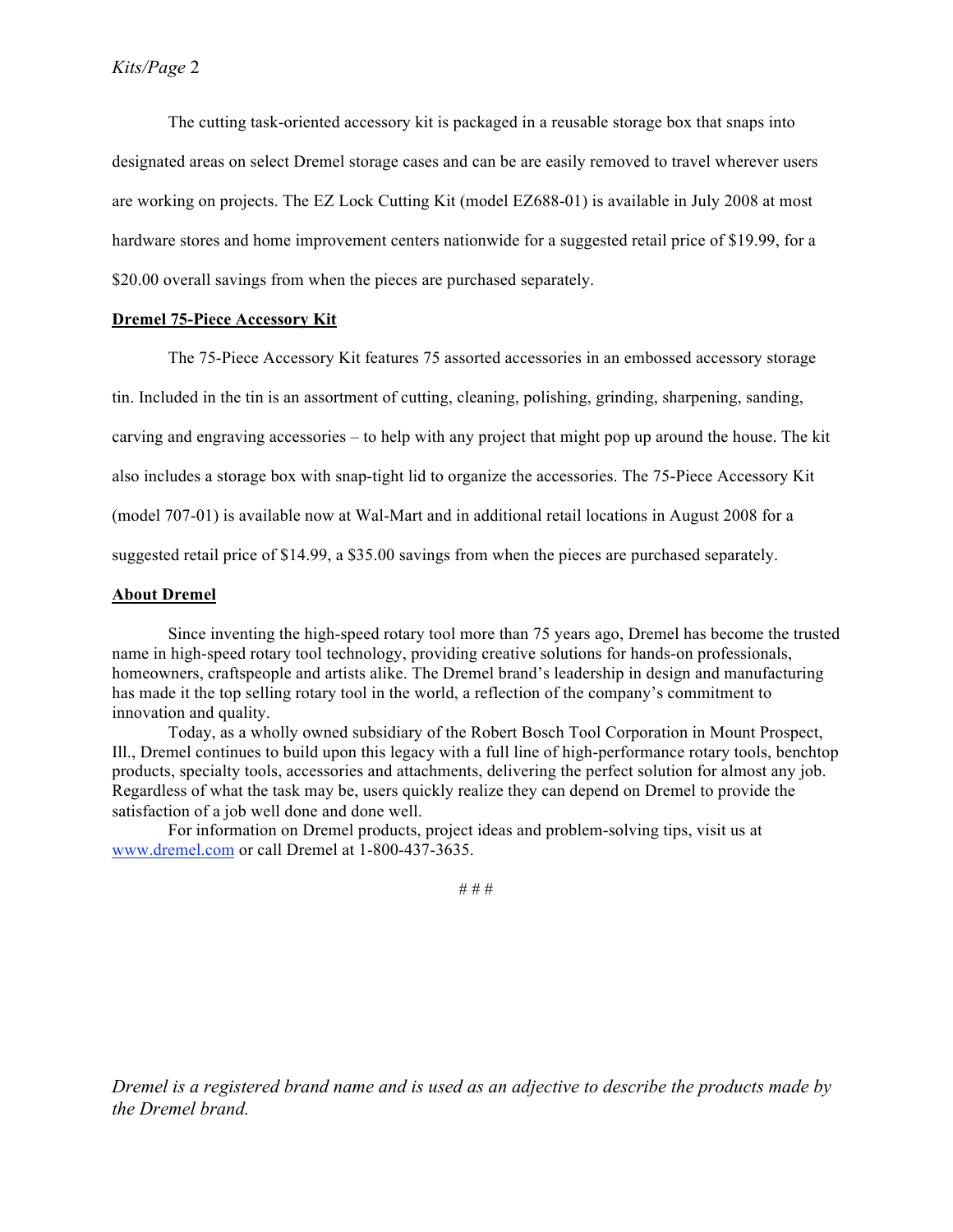The cutting task-oriented accessory kit is packaged in a reusable storage box that snaps into designated areas on select Dremel storage cases and can be are easily removed to travel wherever users are working on projects. The EZ Lock Cutting Kit (model EZ688-01) is available in July 2008 at most hardware stores and home improvement centers nationwide for a suggested retail price of $19.99, for a $20.00 overall savings from when the pieces are purchased separately.

**Dremel 75-Piece Accessory Kit**

The 75-Piece Accessory Kit features 75 assorted accessories in an embossed accessory storage tin. Included in the tin is an assortment of cutting, cleaning, polishing, grinding, sharpening, sanding, carving and engraving accessories – to help with any project that might pop up around the house. The kit also includes a storage box with snap-tight lid to organize the accessories. The 75-Piece Accessory Kit (model 707-01) is available now at Wal-Mart and in additional retail locations in August 2008 for a suggested retail price of $14.99, a $35.00 savings from when the pieces are purchased separately.

**About Dremel**

Since inventing the high-speed rotary tool more than 75 years ago, Dremel has become the trusted name in high-speed rotary tool technology, providing creative solutions for hands-on professionals, homeowners, craftspeople and artists alike. The Dremel brand's leadership in design and manufacturing has made it the top selling rotary tool in the world, a reflection of the company's commitment to innovation and quality.

Today, as a wholly owned subsidiary of the Robert Bosch Tool Corporation in Mount Prospect, Ill., Dremel continues to build upon this legacy with a full line of high-performance rotary tools, benchtop products, specialty tools, accessories and attachments, delivering the perfect solution for almost any job. Regardless of what the task may be, users quickly realize they can depend on Dremel to provide the satisfaction of a job well done and done well.

For information on Dremel products, project ideas and problem-solving tips, visit us at www.dremel.com or call Dremel at 1-800-437-3635.

# # #

*Dremel is a registered brand name and is used as an adjective to describe the products made by the Dremel brand.*